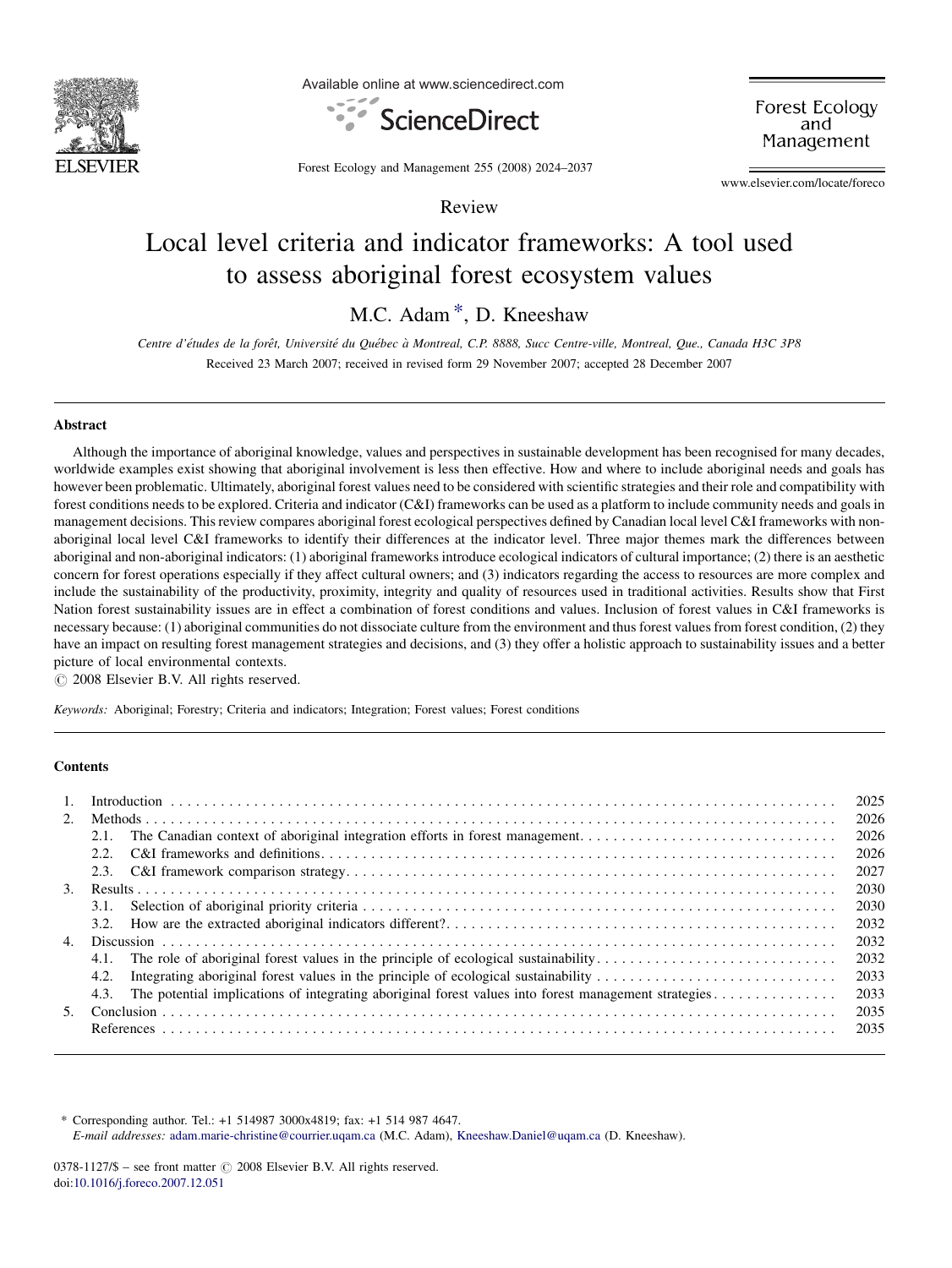Review

# Local level criteria and indicator frameworks: A tool used to assess aboriginal forest ecosystem values

M.C. Adam *, D. Kneeshaw

*Centre d'études de la forêt, Université du Québec à Montreal, C.P. 8888, Succ Centre-ville, Montreal, Que., Canada H3C 3P8*

Received 23 March 2007; received in revised form 29 November 2007; accepted 28 December 2007

## Abstract

Although the importance of aboriginal knowledge, values and perspectives in sustainable development has been recognised for many decades, worldwide examples exist showing that aboriginal involvement is less then effective. How and where to include aboriginal needs and goals has however been problematic. Ultimately, aboriginal forest values need to be considered with scientific strategies and their role and compatibility with forest conditions needs to be explored. Criteria and indicator (C&I) frameworks can be used as a platform to include community needs and goals in management decisions. This review compares aboriginal forest ecological perspectives defined by Canadian local level C&I frameworks with non-aboriginal local level C&I frameworks to identify their differences at the indicator level. Three major themes mark the differences between aboriginal and non-aboriginal indicators: (1) aboriginal frameworks introduce ecological indicators of cultural importance; (2) there is an aesthetic concern for forest operations especially if they affect cultural owners; and (3) indicators regarding the access to resources are more complex and include the sustainability of the productivity, proximity, integrity and quality of resources used in traditional activities. Results show that First Nation forest sustainability issues are in effect a combination of forest conditions and values. Inclusion of forest values in C&I frameworks is necessary because: (1) aboriginal communities do not dissociate culture from the environment and thus forest values from forest condition, (2) they have an impact on resulting forest management strategies and decisions, and (3) they offer a holistic approach to sustainability issues and a better picture of local environmental contexts.

© 2008 Elsevier B.V. All rights reserved.

*Keywords:* Aboriginal; Forestry; Criteria and indicators; Integration; Forest values; Forest conditions

## Contents

| | | |
|---|---|---|
| 1. | Introduction | 2025 |
| 2. | Methods | 2026 |
| | 2.1. The Canadian context of aboriginal integration efforts in forest management | 2026 |
| | 2.2. C&I frameworks and definitions | 2026 |
| | 2.3. C&I framework comparison strategy | 2027 |
| 3. | Results | 2030 |
| | 3.1. Selection of aboriginal priority criteria | 2030 |
| | 3.2. How are the extracted aboriginal indicators different? | 2032 |
| 4. | Discussion | 2032 |
| | 4.1. The role of aboriginal forest values in the principle of ecological sustainability | 2032 |
| | 4.2. Integrating aboriginal forest values in the principle of ecological sustainability | 2033 |
| | 4.3. The potential implications of integrating aboriginal forest values into forest management strategies | 2033 |
| 5. | Conclusion | 2035 |
| | References | 2035 |

\* Corresponding author. Tel.: +1 514987 3000x4819; fax: +1 514 987 4647.
*E-mail addresses:* adam.marie-christine@courrier.uqam.ca (M.C. Adam), Kneeshaw.Daniel@uqam.ca (D. Kneeshaw).

0378-1127/$ – see front matter © 2008 Elsevier B.V. All rights reserved.
doi:10.1016/j.foreco.2007.12.051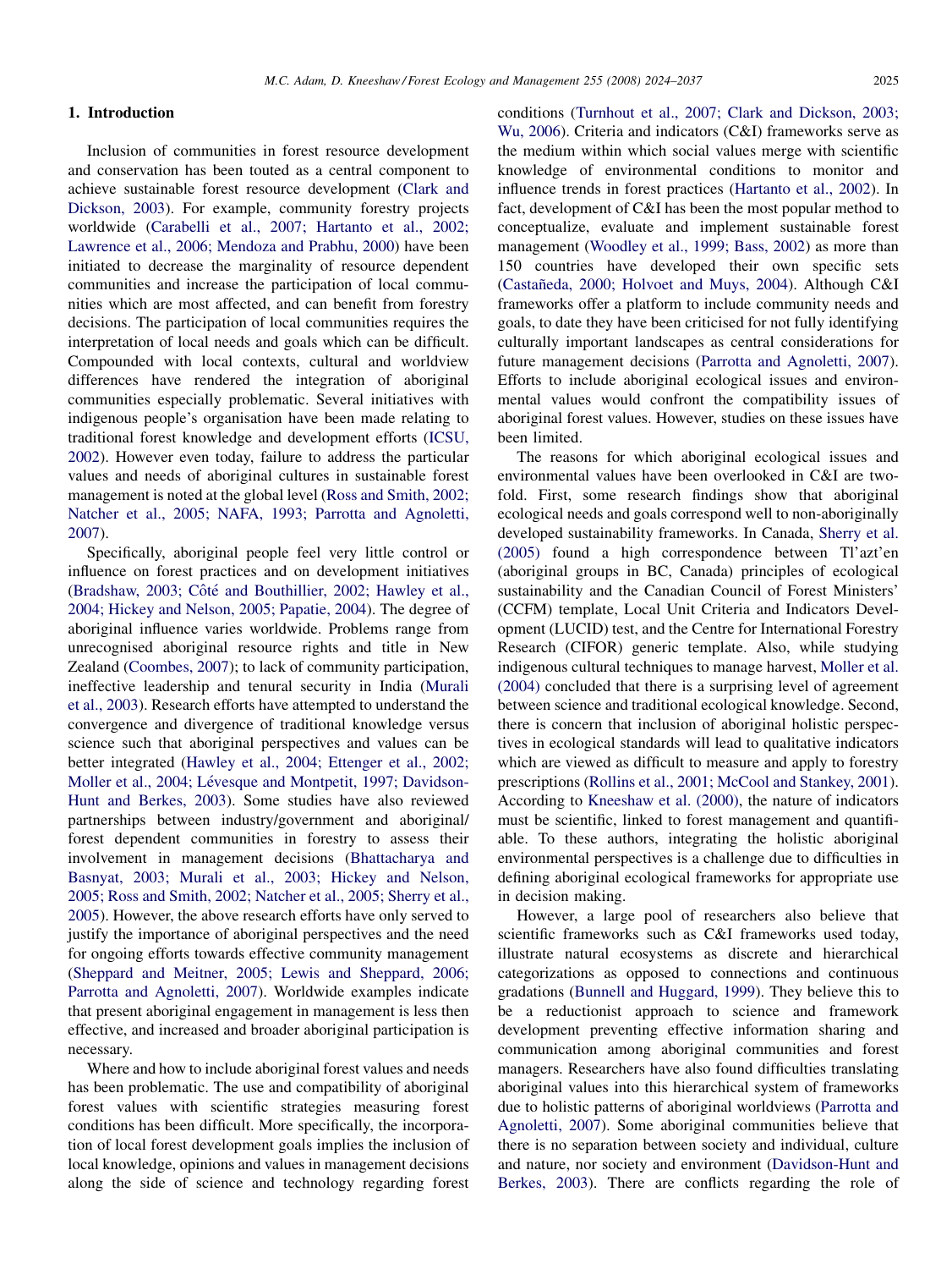## 1. Introduction

Inclusion of communities in forest resource development and conservation has been touted as a central component to achieve sustainable forest resource development (Clark and Dickson, 2003). For example, community forestry projects worldwide (Carabelli et al., 2007; Hartanto et al., 2002; Lawrence et al., 2006; Mendoza and Prabhu, 2000) have been initiated to decrease the marginality of resource dependent communities and increase the participation of local communities which are most affected, and can benefit from forestry decisions. The participation of local communities requires the interpretation of local needs and goals which can be difficult. Compounded with local contexts, cultural and worldview differences have rendered the integration of aboriginal communities especially problematic. Several initiatives with indigenous people's organisation have been made relating to traditional forest knowledge and development efforts (ICSU, 2002). However even today, failure to address the particular values and needs of aboriginal cultures in sustainable forest management is noted at the global level (Ross and Smith, 2002; Natcher et al., 2005; NAFA, 1993; Parrotta and Agnoletti, 2007).

Specifically, aboriginal people feel very little control or influence on forest practices and on development initiatives (Bradshaw, 2003; Côté and Bouthillier, 2002; Hawley et al., 2004; Hickey and Nelson, 2005; Papatie, 2004). The degree of aboriginal influence varies worldwide. Problems range from unrecognised aboriginal resource rights and title in New Zealand (Coombes, 2007); to lack of community participation, ineffective leadership and tenural security in India (Murali et al., 2003). Research efforts have attempted to understand the convergence and divergence of traditional knowledge versus science such that aboriginal perspectives and values can be better integrated (Hawley et al., 2004; Ettenger et al., 2002; Moller et al., 2004; Lévesque and Montpetit, 1997; Davidson-Hunt and Berkes, 2003). Some studies have also reviewed partnerships between industry/government and aboriginal/forest dependent communities in forestry to assess their involvement in management decisions (Bhattacharya and Basnyat, 2003; Murali et al., 2003; Hickey and Nelson, 2005; Ross and Smith, 2002; Natcher et al., 2005; Sherry et al., 2005). However, the above research efforts have only served to justify the importance of aboriginal perspectives and the need for ongoing efforts towards effective community management (Sheppard and Meitner, 2005; Lewis and Sheppard, 2006; Parrotta and Agnoletti, 2007). Worldwide examples indicate that present aboriginal engagement in management is less then effective, and increased and broader aboriginal participation is necessary.

Where and how to include aboriginal forest values and needs has been problematic. The use and compatibility of aboriginal forest values with scientific strategies measuring forest conditions has been difficult. More specifically, the incorporation of local forest development goals implies the inclusion of local knowledge, opinions and values in management decisions along the side of science and technology regarding forest conditions (Turnhout et al., 2007; Clark and Dickson, 2003; Wu, 2006). Criteria and indicators (C&I) frameworks serve as the medium within which social values merge with scientific knowledge of environmental conditions to monitor and influence trends in forest practices (Hartanto et al., 2002). In fact, development of C&I has been the most popular method to conceptualize, evaluate and implement sustainable forest management (Woodley et al., 1999; Bass, 2002) as more than 150 countries have developed their own specific sets (Castañeda, 2000; Holvoet and Muys, 2004). Although C&I frameworks offer a platform to include community needs and goals, to date they have been criticised for not fully identifying culturally important landscapes as central considerations for future management decisions (Parrotta and Agnoletti, 2007). Efforts to include aboriginal ecological issues and environmental values would confront the compatibility issues of aboriginal forest values. However, studies on these issues have been limited.

The reasons for which aboriginal ecological issues and environmental values have been overlooked in C&I are two-fold. First, some research findings show that aboriginal ecological needs and goals correspond well to non-aboriginally developed sustainability frameworks. In Canada, Sherry et al. (2005) found a high correspondence between Tl'azt'en (aboriginal groups in BC, Canada) principles of ecological sustainability and the Canadian Council of Forest Ministers' (CCFM) template, Local Unit Criteria and Indicators Development (LUCID) test, and the Centre for International Forestry Research (CIFOR) generic template. Also, while studying indigenous cultural techniques to manage harvest, Moller et al. (2004) concluded that there is a surprising level of agreement between science and traditional ecological knowledge. Second, there is concern that inclusion of aboriginal holistic perspectives in ecological standards will lead to qualitative indicators which are viewed as difficult to measure and apply to forestry prescriptions (Rollins et al., 2001; McCool and Stankey, 2001). According to Kneeshaw et al. (2000), the nature of indicators must be scientific, linked to forest management and quantifiable. To these authors, integrating the holistic aboriginal environmental perspectives is a challenge due to difficulties in defining aboriginal ecological frameworks for appropriate use in decision making.

However, a large pool of researchers also believe that scientific frameworks such as C&I frameworks used today, illustrate natural ecosystems as discrete and hierarchical categorizations as opposed to connections and continuous gradations (Bunnell and Huggard, 1999). They believe this to be a reductionist approach to science and framework development preventing effective information sharing and communication among aboriginal communities and forest managers. Researchers have also found difficulties translating aboriginal values into this hierarchical system of frameworks due to holistic patterns of aboriginal worldviews (Parrotta and Agnoletti, 2007). Some aboriginal communities believe that there is no separation between society and individual, culture and nature, nor society and environment (Davidson-Hunt and Berkes, 2003). There are conflicts regarding the role of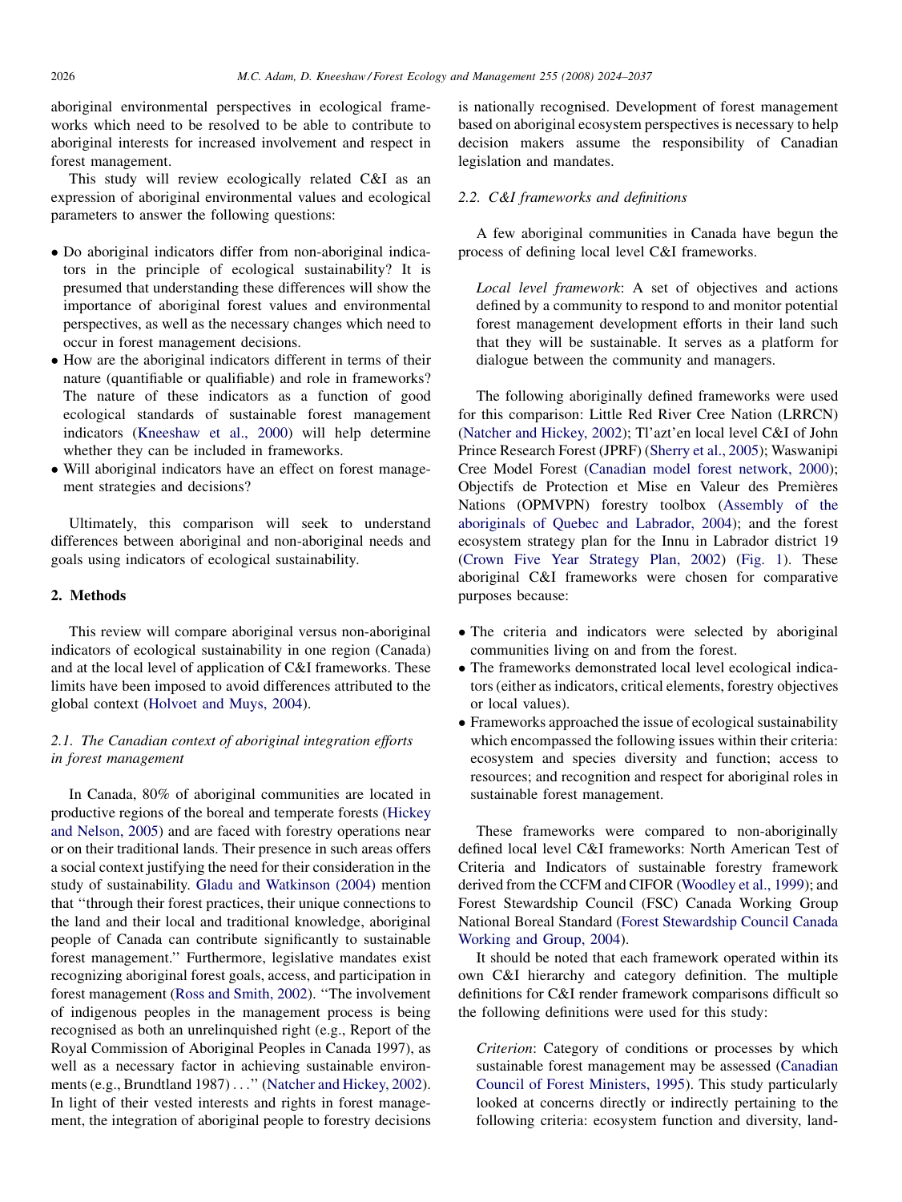aboriginal environmental perspectives in ecological frameworks which need to be resolved to be able to contribute to aboriginal interests for increased involvement and respect in forest management.

This study will review ecologically related C&I as an expression of aboriginal environmental values and ecological parameters to answer the following questions:

- Do aboriginal indicators differ from non-aboriginal indicators in the principle of ecological sustainability? It is presumed that understanding these differences will show the importance of aboriginal forest values and environmental perspectives, as well as the necessary changes which need to occur in forest management decisions.
- How are the aboriginal indicators different in terms of their nature (quantifiable or qualifiable) and role in frameworks? The nature of these indicators as a function of good ecological standards of sustainable forest management indicators (Kneeshaw et al., 2000) will help determine whether they can be included in frameworks.
- Will aboriginal indicators have an effect on forest management strategies and decisions?

Ultimately, this comparison will seek to understand differences between aboriginal and non-aboriginal needs and goals using indicators of ecological sustainability.

## 2. Methods

This review will compare aboriginal versus non-aboriginal indicators of ecological sustainability in one region (Canada) and at the local level of application of C&I frameworks. These limits have been imposed to avoid differences attributed to the global context (Holvoet and Muys, 2004).

### 2.1. The Canadian context of aboriginal integration efforts in forest management

In Canada, 80% of aboriginal communities are located in productive regions of the boreal and temperate forests (Hickey and Nelson, 2005) and are faced with forestry operations near or on their traditional lands. Their presence in such areas offers a social context justifying the need for their consideration in the study of sustainability. Gladu and Watkinson (2004) mention that "through their forest practices, their unique connections to the land and their local and traditional knowledge, aboriginal people of Canada can contribute significantly to sustainable forest management." Furthermore, legislative mandates exist recognizing aboriginal forest goals, access, and participation in forest management (Ross and Smith, 2002). "The involvement of indigenous peoples in the management process is being recognised as both an unrelinquished right (e.g., Report of the Royal Commission of Aboriginal Peoples in Canada 1997), as well as a necessary factor in achieving sustainable environments (e.g., Brundtland 1987) . . ." (Natcher and Hickey, 2002). In light of their vested interests and rights in forest management, the integration of aboriginal people to forestry decisions is nationally recognised. Development of forest management based on aboriginal ecosystem perspectives is necessary to help decision makers assume the responsibility of Canadian legislation and mandates.

### 2.2. C&I frameworks and definitions

A few aboriginal communities in Canada have begun the process of defining local level C&I frameworks.

> *Local level framework*: A set of objectives and actions defined by a community to respond to and monitor potential forest management development efforts in their land such that they will be sustainable. It serves as a platform for dialogue between the community and managers.

The following aboriginally defined frameworks were used for this comparison: Little Red River Cree Nation (LRRCN) (Natcher and Hickey, 2002); Tl'azt'en local level C&I of John Prince Research Forest (JPRF) (Sherry et al., 2005); Waswanipi Cree Model Forest (Canadian model forest network, 2000); Objectifs de Protection et Mise en Valeur des Premières Nations (OPMVPN) forestry toolbox (Assembly of the aboriginals of Quebec and Labrador, 2004); and the forest ecosystem strategy plan for the Innu in Labrador district 19 (Crown Five Year Strategy Plan, 2002) (Fig. 1). These aboriginal C&I frameworks were chosen for comparative purposes because:

- The criteria and indicators were selected by aboriginal communities living on and from the forest.
- The frameworks demonstrated local level ecological indicators (either as indicators, critical elements, forestry objectives or local values).
- Frameworks approached the issue of ecological sustainability which encompassed the following issues within their criteria: ecosystem and species diversity and function; access to resources; and recognition and respect for aboriginal roles in sustainable forest management.

These frameworks were compared to non-aboriginally defined local level C&I frameworks: North American Test of Criteria and Indicators of sustainable forestry framework derived from the CCFM and CIFOR (Woodley et al., 1999); and Forest Stewardship Council (FSC) Canada Working Group National Boreal Standard (Forest Stewardship Council Canada Working and Group, 2004).

It should be noted that each framework operated within its own C&I hierarchy and category definition. The multiple definitions for C&I render framework comparisons difficult so the following definitions were used for this study:

> *Criterion*: Category of conditions or processes by which sustainable forest management may be assessed (Canadian Council of Forest Ministers, 1995). This study particularly looked at concerns directly or indirectly pertaining to the following criteria: ecosystem function and diversity, land-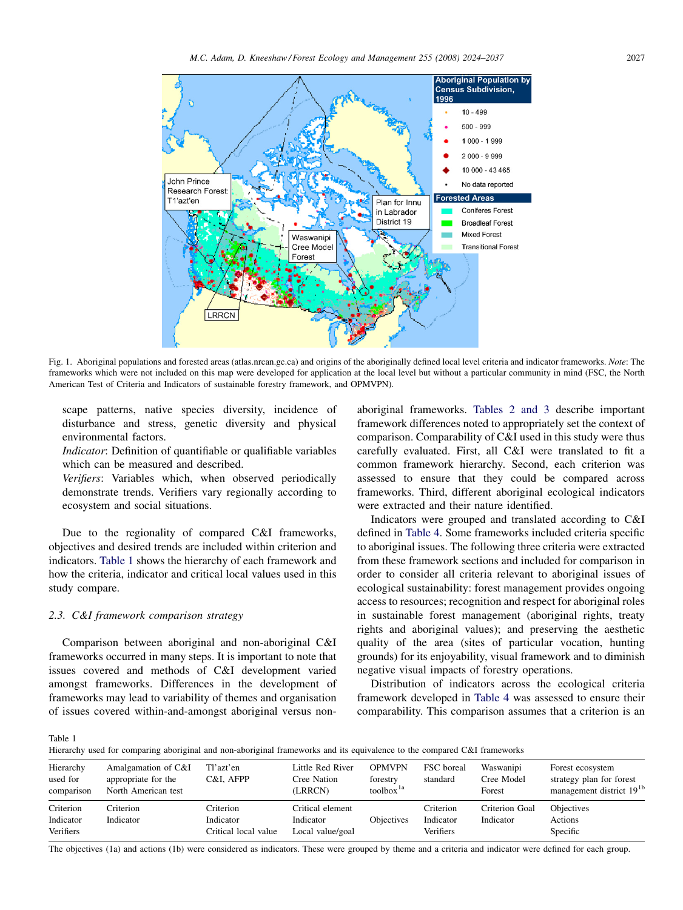Aboriginal Population by Census Subdivision, 1996

10 - 499

500 - 999

1 000 - 1 999

2 000 - 9 999

10 000 - 43 465

No data reported

Forested Areas

Coniferes Forest

Broadleaf Forest

Mixed Forest

Transitional Forest

John Prince Research Forest: Tl'azt'en

Plan for Innu in Labrador District 19

Waswanipi Cree Model Forest

LRRCN

Fig. 1. Aboriginal populations and forested areas (atlas.nrcan.gc.ca) and origins of the aboriginally defined local level criteria and indicator frameworks. *Note*: The frameworks which were not included on this map were developed for application at the local level but without a particular community in mind (FSC, the North American Test of Criteria and Indicators of sustainable forestry framework, and OPMVPN).

scape patterns, native species diversity, incidence of disturbance and stress, genetic diversity and physical environmental factors.

*Indicator*: Definition of quantifiable or qualifiable variables which can be measured and described.

*Verifiers*: Variables which, when observed periodically demonstrate trends. Verifiers vary regionally according to ecosystem and social situations.

Due to the regionality of compared C&I frameworks, objectives and desired trends are included within criterion and indicators. Table 1 shows the hierarchy of each framework and how the criteria, indicator and critical local values used in this study compare.

### 2.3. C&I framework comparison strategy

Comparison between aboriginal and non-aboriginal C&I frameworks occurred in many steps. It is important to note that issues covered and methods of C&I development varied amongst frameworks. Differences in the development of frameworks may lead to variability of themes and organisation of issues covered within-and-amongst aboriginal versus non-aboriginal frameworks. Tables 2 and 3 describe important framework differences noted to appropriately set the context of comparison. Comparability of C&I used in this study were thus carefully evaluated. First, all C&I were translated to fit a common framework hierarchy. Second, each criterion was assessed to ensure that they could be compared across frameworks. Third, different aboriginal ecological indicators were extracted and their nature identified.

Indicators were grouped and translated according to C&I defined in Table 4. Some frameworks included criteria specific to aboriginal issues. The following three criteria were extracted from these framework sections and included for comparison in order to consider all criteria relevant to aboriginal issues of ecological sustainability: forest management provides ongoing access to resources; recognition and respect for aboriginal roles in sustainable forest management (aboriginal rights, treaty rights and aboriginal values); and preserving the aesthetic quality of the area (sites of particular vocation, hunting grounds) for its enjoyability, visual framework and to diminish negative visual impacts of forestry operations.

Distribution of indicators across the ecological criteria framework developed in Table 4 was assessed to ensure their comparability. This comparison assumes that a criterion is an

Table 1
Hierarchy used for comparing aboriginal and non-aboriginal frameworks and its equivalence to the compared C&I frameworks

| Hierarchy used for comparison | Amalgamation of C&I appropriate for the North American test | Tl'azt'en C&I, AFPP | Little Red River Cree Nation (LRRCN) | OPMVPN forestry toolbox[1a] | FSC boreal standard | Waswanipi Cree Model Forest | Forest ecosystem strategy plan for forest management district 19[1b] |
|---|---|---|---|---|---|---|---|
| Criterion<br>Indicator<br>Verifiers | Criterion<br>Indicator | Criterion<br>Indicator<br>Critical local value | Critical element<br>Indicator<br>Local value/goal | Objectives | Criterion<br>Indicator<br>Verifiers | Criterion Goal<br>Indicator | Objectives<br>Actions<br>Specific |

The objectives (1a) and actions (1b) were considered as indicators. These were grouped by theme and a criteria and indicator were defined for each group.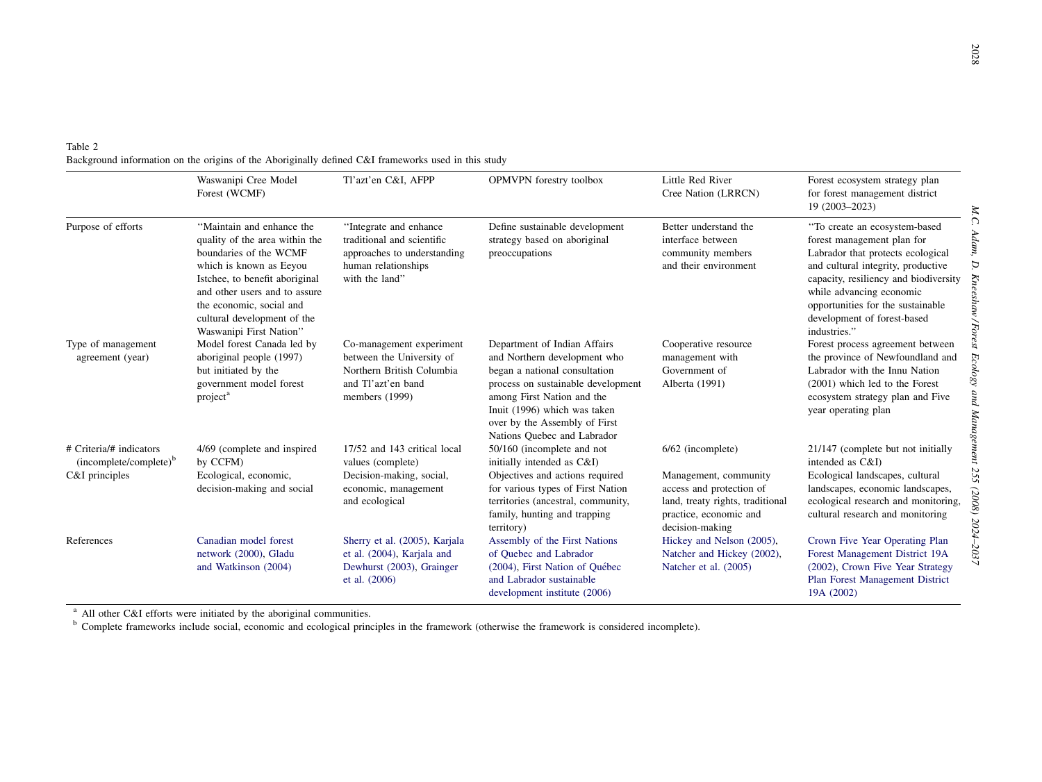Table 2
Background information on the origins of the Aboriginally defined C&I frameworks used in this study

| | Waswanipi Cree Model Forest (WCMF) | Tl'azt'en C&I, AFPP | OPMVPN forestry toolbox | Little Red River Cree Nation (LRRCN) | Forest ecosystem strategy plan for forest management district 19 (2003–2023) |
|---|---|---|---|---|---|
| Purpose of efforts | "Maintain and enhance the quality of the area within the boundaries of the WCMF which is known as Eeyou Istchee, to benefit aboriginal and other users and to assure the economic, social and cultural development of the Waswanipi First Nation" | "Integrate and enhance traditional and scientific approaches to understanding human relationships with the land" | Define sustainable development strategy based on aboriginal preoccupations | Better understand the interface between community members and their environment | "To create an ecosystem-based forest management plan for Labrador that protects ecological and cultural integrity, productive capacity, resiliency and biodiversity while advancing economic opportunities for the sustainable development of forest-based industries." |
| Type of management agreement (year) | Model forest Canada led by aboriginal people (1997) but initiated by the government model forest project[a] | Co-management experiment between the University of Northern British Columbia and Tl'azt'en band members (1999) | Department of Indian Affairs and Northern development who began a national consultation process on sustainable development among First Nation and the Inuit (1996) which was taken over by the Assembly of First Nations Quebec and Labrador | Cooperative resource management with Government of Alberta (1991) | Forest process agreement between the province of Newfoundland and Labrador with the Innu Nation (2001) which led to the Forest ecosystem strategy plan and Five year operating plan |
| # Criteria/# indicators (incomplete/complete)[b] | 4/69 (complete and inspired by CCFM) | 17/52 and 143 critical local values (complete) | 50/160 (incomplete and not initially intended as C&I) | 6/62 (incomplete) | 21/147 (complete but not initially intended as C&I) |
| C&I principles | Ecological, economic, decision-making and social | Decision-making, social, economic, management and ecological | Objectives and actions required for various types of First Nation territories (ancestral, community, family, hunting and trapping territory) | Management, community access and protection of land, treaty rights, traditional practice, economic and decision-making | Ecological landscapes, cultural landscapes, economic landscapes, ecological research and monitoring, cultural research and monitoring |
| References | Canadian model forest network (2000), Gladu and Watkinson (2004) | Sherry et al. (2005), Karjala et al. (2004), Karjala and Dewhurst (2003), Grainger et al. (2006) | Assembly of the First Nations of Quebec and Labrador (2004), First Nation of Québec and Labrador sustainable development institute (2006) | Hickey and Nelson (2005), Natcher and Hickey (2002), Natcher et al. (2005) | Crown Five Year Operating Plan Forest Management District 19A (2002), Crown Five Year Strategy Plan Forest Management District 19A (2002) |

[a] All other C&I efforts were initiated by the aboriginal communities.
[b] Complete frameworks include social, economic and ecological principles in the framework (otherwise the framework is considered incomplete).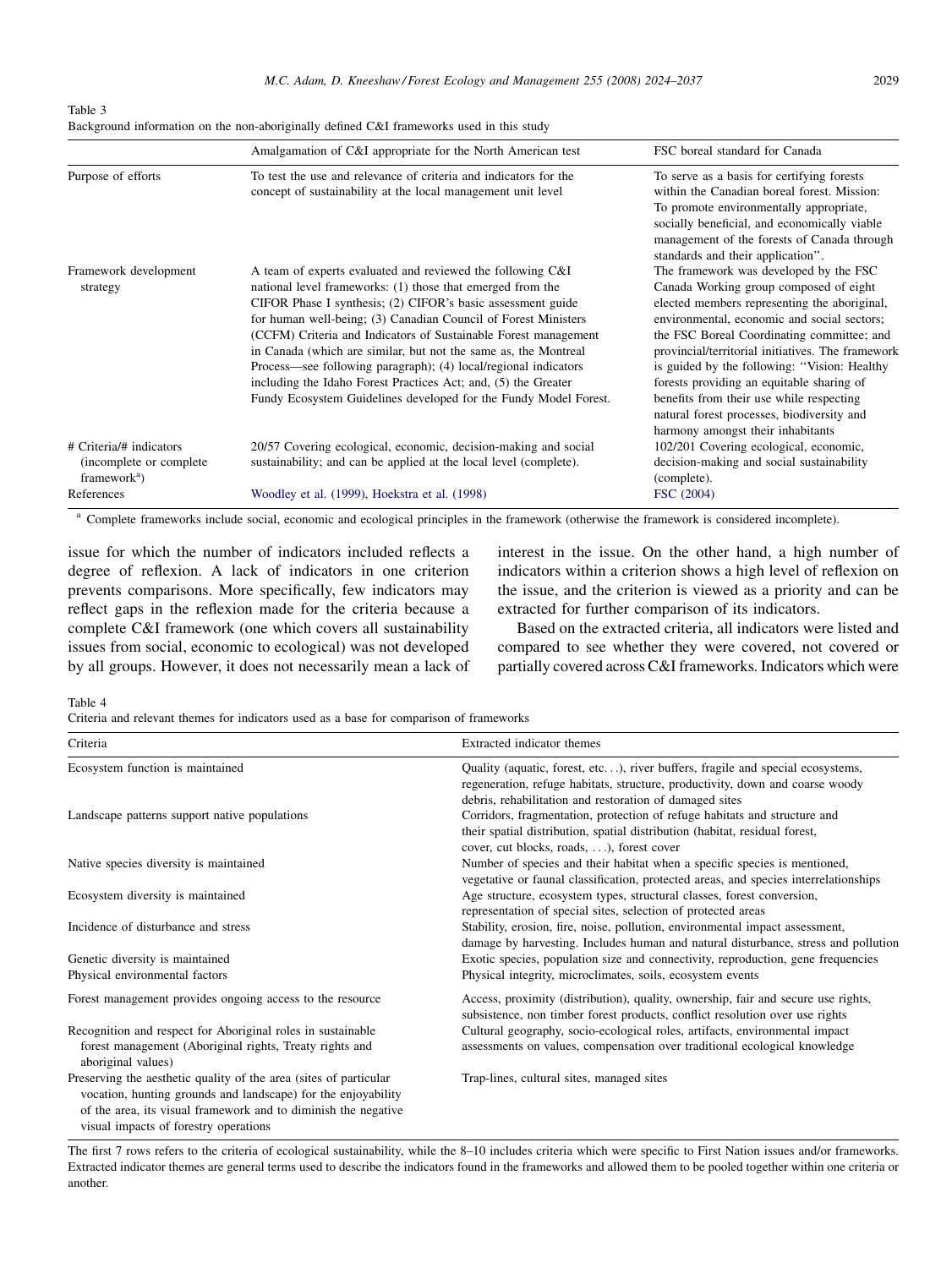Table 3

Background information on the non-aboriginally defined C&I frameworks used in this study

| | Amalgamation of C&I appropriate for the North American test | FSC boreal standard for Canada |
|---|---|---|
| Purpose of efforts | To test the use and relevance of criteria and indicators for the concept of sustainability at the local management unit level | To serve as a basis for certifying forests within the Canadian boreal forest. Mission: To promote environmentally appropriate, socially beneficial, and economically viable management of the forests of Canada through standards and their application''. |
| Framework development strategy | A team of experts evaluated and reviewed the following C&I national level frameworks: (1) those that emerged from the CIFOR Phase I synthesis; (2) CIFOR's basic assessment guide for human well-being; (3) Canadian Council of Forest Ministers (CCFM) Criteria and Indicators of Sustainable Forest management in Canada (which are similar, but not the same as, the Montreal Process—see following paragraph); (4) local/regional indicators including the Idaho Forest Practices Act; and, (5) the Greater Fundy Ecosystem Guidelines developed for the Fundy Model Forest. | The framework was developed by the FSC Canada Working group composed of eight elected members representing the aboriginal, environmental, economic and social sectors; the FSC Boreal Coordinating committee; and provincial/territorial initiatives. The framework is guided by the following: ''Vision: Healthy forests providing an equitable sharing of benefits from their use while respecting natural forest processes, biodiversity and harmony amongst their inhabitants |
| # Criteria/# indicators (incomplete or complete framework[a]) | 20/57 Covering ecological, economic, decision-making and social sustainability; and can be applied at the local level (complete). | 102/201 Covering ecological, economic, decision-making and social sustainability (complete). |
| References | Woodley et al. (1999), Hoekstra et al. (1998) | FSC (2004) |

[a] Complete frameworks include social, economic and ecological principles in the framework (otherwise the framework is considered incomplete).

issue for which the number of indicators included reflects a degree of reflexion. A lack of indicators in one criterion prevents comparisons. More specifically, few indicators may reflect gaps in the reflexion made for the criteria because a complete C&I framework (one which covers all sustainability issues from social, economic to ecological) was not developed by all groups. However, it does not necessarily mean a lack of interest in the issue. On the other hand, a high number of indicators within a criterion shows a high level of reflexion on the issue, and the criterion is viewed as a priority and can be extracted for further comparison of its indicators.

Based on the extracted criteria, all indicators were listed and compared to see whether they were covered, not covered or partially covered across C&I frameworks. Indicators which were

Table 4

Criteria and relevant themes for indicators used as a base for comparison of frameworks

| Criteria | Extracted indicator themes |
|---|---|
| Ecosystem function is maintained | Quality (aquatic, forest, etc...), river buffers, fragile and special ecosystems, regeneration, refuge habitats, structure, productivity, down and coarse woody debris, rehabilitation and restoration of damaged sites |
| Landscape patterns support native populations | Corridors, fragmentation, protection of refuge habitats and structure and their spatial distribution, spatial distribution (habitat, residual forest, cover, cut blocks, roads, ...), forest cover |
| Native species diversity is maintained | Number of species and their habitat when a specific species is mentioned, vegetative or faunal classification, protected areas, and species interrelationships |
| Ecosystem diversity is maintained | Age structure, ecosystem types, structural classes, forest conversion, representation of special sites, selection of protected areas |
| Incidence of disturbance and stress | Stability, erosion, fire, noise, pollution, environmental impact assessment, damage by harvesting. Includes human and natural disturbance, stress and pollution |
| Genetic diversity is maintained | Exotic species, population size and connectivity, reproduction, gene frequencies |
| Physical environmental factors | Physical integrity, microclimates, soils, ecosystem events |
| Forest management provides ongoing access to the resource | Access, proximity (distribution), quality, ownership, fair and secure use rights, subsistence, non timber forest products, conflict resolution over use rights |
| Recognition and respect for Aboriginal roles in sustainable forest management (Aboriginal rights, Treaty rights and aboriginal values) | Cultural geography, socio-ecological roles, artifacts, environmental impact assessments on values, compensation over traditional ecological knowledge |
| Preserving the aesthetic quality of the area (sites of particular vocation, hunting grounds and landscape) for the enjoyability of the area, its visual framework and to diminish the negative visual impacts of forestry operations | Trap-lines, cultural sites, managed sites |

The first 7 rows refers to the criteria of ecological sustainability, while the 8–10 includes criteria which were specific to First Nation issues and/or frameworks. Extracted indicator themes are general terms used to describe the indicators found in the frameworks and allowed them to be pooled together within one criteria or another.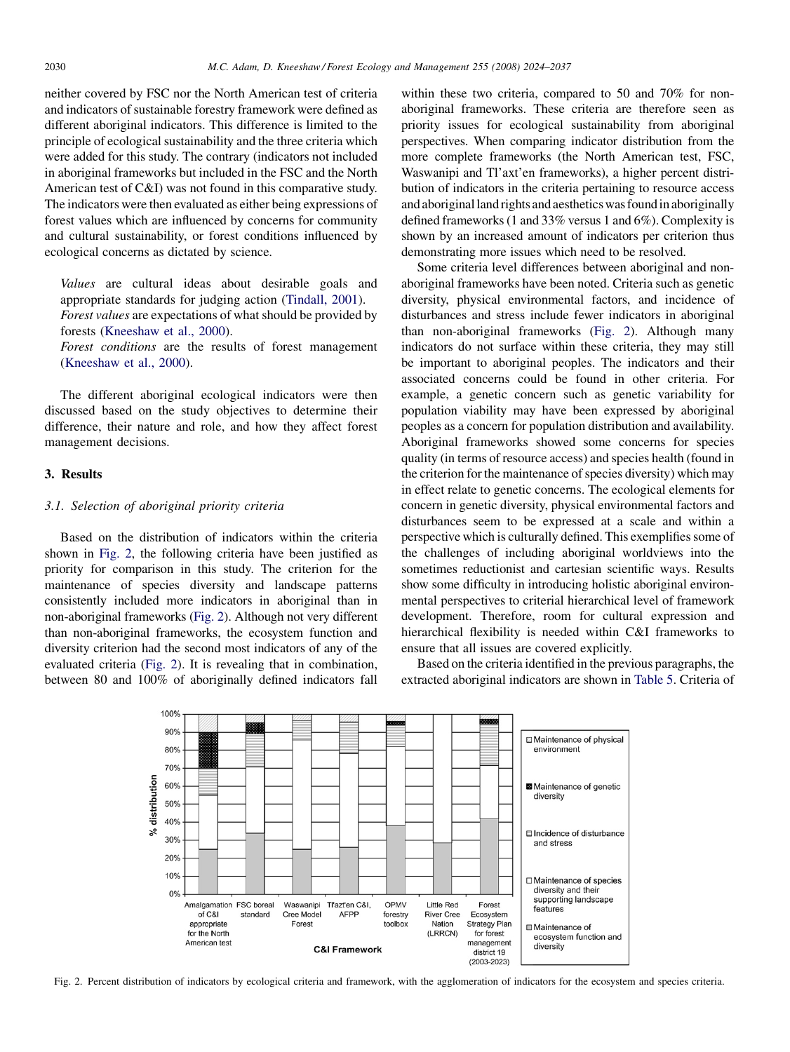neither covered by FSC nor the North American test of criteria and indicators of sustainable forestry framework were defined as different aboriginal indicators. This difference is limited to the principle of ecological sustainability and the three criteria which were added for this study. The contrary (indicators not included in aboriginal frameworks but included in the FSC and the North American test of C&I) was not found in this comparative study. The indicators were then evaluated as either being expressions of forest values which are influenced by concerns for community and cultural sustainability, or forest conditions influenced by ecological concerns as dictated by science.

> *Values* are cultural ideas about desirable goals and appropriate standards for judging action (Tindall, 2001).
>
> *Forest values* are expectations of what should be provided by forests (Kneeshaw et al., 2000).
>
> *Forest conditions* are the results of forest management (Kneeshaw et al., 2000).

The different aboriginal ecological indicators were then discussed based on the study objectives to determine their difference, their nature and role, and how they affect forest management decisions.

## 3. Results

### 3.1. Selection of aboriginal priority criteria

Based on the distribution of indicators within the criteria shown in Fig. 2, the following criteria have been justified as priority for comparison in this study. The criterion for the maintenance of species diversity and landscape patterns consistently included more indicators in aboriginal than in non-aboriginal frameworks (Fig. 2). Although not very different than non-aboriginal frameworks, the ecosystem function and diversity criterion had the second most indicators of any of the evaluated criteria (Fig. 2). It is revealing that in combination, between 80 and 100% of aboriginally defined indicators fall within these two criteria, compared to 50 and 70% for non-aboriginal frameworks. These criteria are therefore seen as priority issues for ecological sustainability from aboriginal perspectives. When comparing indicator distribution from the more complete frameworks (the North American test, FSC, Waswanipi and Tl'axt'en frameworks), a higher percent distribution of indicators in the criteria pertaining to resource access and aboriginal land rights and aesthetics was found in aboriginally defined frameworks (1 and 33% versus 1 and 6%). Complexity is shown by an increased amount of indicators per criterion thus demonstrating more issues which need to be resolved.

Some criteria level differences between aboriginal and non-aboriginal frameworks have been noted. Criteria such as genetic diversity, physical environmental factors, and incidence of disturbances and stress include fewer indicators in aboriginal than non-aboriginal frameworks (Fig. 2). Although many indicators do not surface within these criteria, they may still be important to aboriginal peoples. The indicators and their associated concerns could be found in other criteria. For example, a genetic concern such as genetic variability for population viability may have been expressed by aboriginal peoples as a concern for population distribution and availability. Aboriginal frameworks showed some concerns for species quality (in terms of resource access) and species health (found in the criterion for the maintenance of species diversity) which may in effect relate to genetic concerns. The ecological elements for concern in genetic diversity, physical environmental factors and disturbances seem to be expressed at a scale and within a perspective which is culturally defined. This exemplifies some of the challenges of including aboriginal worldviews into the sometimes reductionist and cartesian scientific ways. Results show some difficulty in introducing holistic aboriginal environmental perspectives to criterial hierarchical level of framework development. Therefore, room for cultural expression and hierarchical flexibility is needed within C&I frameworks to ensure that all issues are covered explicitly.

Based on the criteria identified in the previous paragraphs, the extracted aboriginal indicators are shown in Table 5. Criteria of

Fig. 2. Percent distribution of indicators by ecological criteria and framework, with the agglomeration of indicators for the ecosystem and species criteria.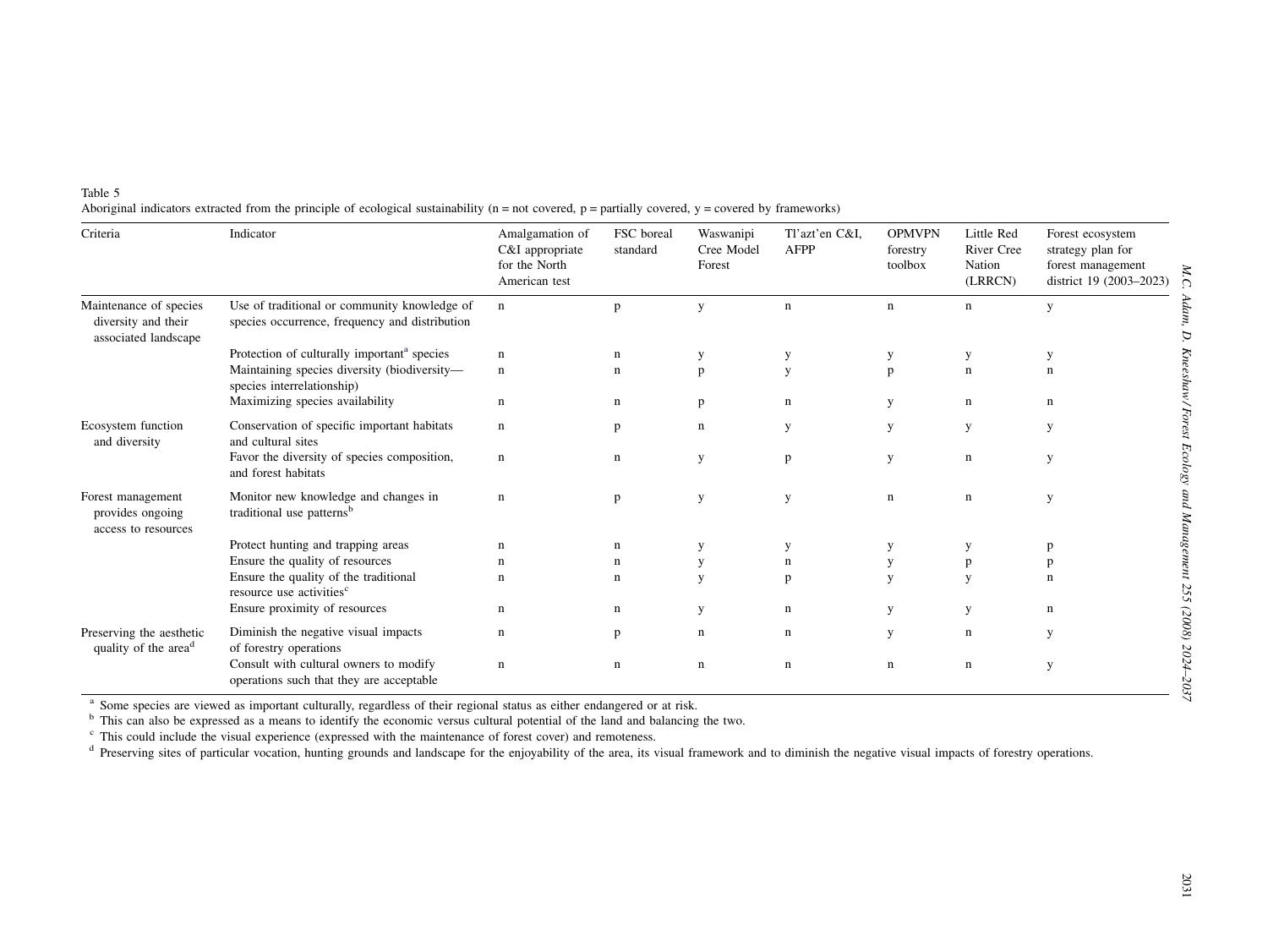Table 5
Aboriginal indicators extracted from the principle of ecological sustainability (n = not covered, p = partially covered, y = covered by frameworks)

| Criteria | Indicator | Amalgamation of C&I appropriate for the North American test | FSC boreal standard | Waswanipi Cree Model Forest | Tl'azt'en C&I, AFPP | OPMVPN forestry toolbox | Little Red River Cree Nation (LRRCN) | Forest ecosystem strategy plan for forest management district 19 (2003–2023) |
|---|---|---|---|---|---|---|---|---|
| Maintenance of species diversity and their associated landscape | Use of traditional or community knowledge of species occurrence, frequency and distribution | n | p | y | n | n | n | y |
| | Protection of culturally important[a] species | n | n | y | y | y | y | y |
| | Maintaining species diversity (biodiversity—species interrelationship) | n | n | p | y | p | n | n |
| | Maximizing species availability | n | n | p | n | y | n | n |
| Ecosystem function and diversity | Conservation of specific important habitats and cultural sites | n | p | n | y | y | y | y |
| | Favor the diversity of species composition, and forest habitats | n | n | y | p | y | n | y |
| Forest management provides ongoing access to resources | Monitor new knowledge and changes in traditional use patterns[b] | n | p | y | y | n | n | y |
| | Protect hunting and trapping areas | n | n | y | y | y | y | p |
| | Ensure the quality of resources | n | n | y | n | y | p | p |
| | Ensure the quality of the traditional resource use activities[c] | n | n | y | p | y | y | n |
| | Ensure proximity of resources | n | n | y | n | y | y | n |
| Preserving the aesthetic quality of the area[d] | Diminish the negative visual impacts of forestry operations | n | p | n | n | y | n | y |
| | Consult with cultural owners to modify operations such that they are acceptable | n | n | n | n | n | n | y |

[a] Some species are viewed as important culturally, regardless of their regional status as either endangered or at risk.
[b] This can also be expressed as a means to identify the economic versus cultural potential of the land and balancing the two.
[c] This could include the visual experience (expressed with the maintenance of forest cover) and remoteness.
[d] Preserving sites of particular vocation, hunting grounds and landscape for the enjoyability of the area, its visual framework and to diminish the negative visual impacts of forestry operations.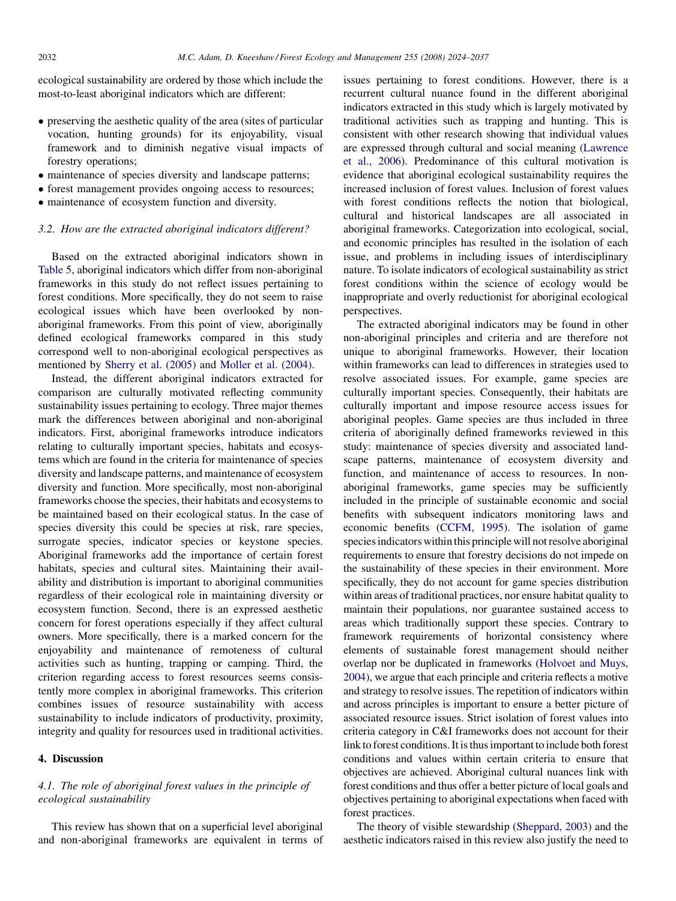ecological sustainability are ordered by those which include the most-to-least aboriginal indicators which are different:

- preserving the aesthetic quality of the area (sites of particular vocation, hunting grounds) for its enjoyability, visual framework and to diminish negative visual impacts of forestry operations;
- maintenance of species diversity and landscape patterns;
- forest management provides ongoing access to resources;
- maintenance of ecosystem function and diversity.

### 3.2. How are the extracted aboriginal indicators different?

Based on the extracted aboriginal indicators shown in Table 5, aboriginal indicators which differ from non-aboriginal frameworks in this study do not reflect issues pertaining to forest conditions. More specifically, they do not seem to raise ecological issues which have been overlooked by non-aboriginal frameworks. From this point of view, aboriginally defined ecological frameworks compared in this study correspond well to non-aboriginal ecological perspectives as mentioned by Sherry et al. (2005) and Moller et al. (2004).

Instead, the different aboriginal indicators extracted for comparison are culturally motivated reflecting community sustainability issues pertaining to ecology. Three major themes mark the differences between aboriginal and non-aboriginal indicators. First, aboriginal frameworks introduce indicators relating to culturally important species, habitats and ecosystems which are found in the criteria for maintenance of species diversity and landscape patterns, and maintenance of ecosystem diversity and function. More specifically, most non-aboriginal frameworks choose the species, their habitats and ecosystems to be maintained based on their ecological status. In the case of species diversity this could be species at risk, rare species, surrogate species, indicator species or keystone species. Aboriginal frameworks add the importance of certain forest habitats, species and cultural sites. Maintaining their availability and distribution is important to aboriginal communities regardless of their ecological role in maintaining diversity or ecosystem function. Second, there is an expressed aesthetic concern for forest operations especially if they affect cultural owners. More specifically, there is a marked concern for the enjoyability and maintenance of remoteness of cultural activities such as hunting, trapping or camping. Third, the criterion regarding access to forest resources seems consistently more complex in aboriginal frameworks. This criterion combines issues of resource sustainability with access sustainability to include indicators of productivity, proximity, integrity and quality for resources used in traditional activities.

## 4. Discussion

### 4.1. The role of aboriginal forest values in the principle of ecological sustainability

This review has shown that on a superficial level aboriginal and non-aboriginal frameworks are equivalent in terms of issues pertaining to forest conditions. However, there is a recurrent cultural nuance found in the different aboriginal indicators extracted in this study which is largely motivated by traditional activities such as trapping and hunting. This is consistent with other research showing that individual values are expressed through cultural and social meaning (Lawrence et al., 2006). Predominance of this cultural motivation is evidence that aboriginal ecological sustainability requires the increased inclusion of forest values. Inclusion of forest values with forest conditions reflects the notion that biological, cultural and historical landscapes are all associated in aboriginal frameworks. Categorization into ecological, social, and economic principles has resulted in the isolation of each issue, and problems in including issues of interdisciplinary nature. To isolate indicators of ecological sustainability as strict forest conditions within the science of ecology would be inappropriate and overly reductionist for aboriginal ecological perspectives.

The extracted aboriginal indicators may be found in other non-aboriginal principles and criteria and are therefore not unique to aboriginal frameworks. However, their location within frameworks can lead to differences in strategies used to resolve associated issues. For example, game species are culturally important species. Consequently, their habitats are culturally important and impose resource access issues for aboriginal peoples. Game species are thus included in three criteria of aboriginally defined frameworks reviewed in this study: maintenance of species diversity and associated landscape patterns, maintenance of ecosystem diversity and function, and maintenance of access to resources. In non-aboriginal frameworks, game species may be sufficiently included in the principle of sustainable economic and social benefits with subsequent indicators monitoring laws and economic benefits (CCFM, 1995). The isolation of game species indicators within this principle will not resolve aboriginal requirements to ensure that forestry decisions do not impede on the sustainability of these species in their environment. More specifically, they do not account for game species distribution within areas of traditional practices, nor ensure habitat quality to maintain their populations, nor guarantee sustained access to areas which traditionally support these species. Contrary to framework requirements of horizontal consistency where elements of sustainable forest management should neither overlap nor be duplicated in frameworks (Holvoet and Muys, 2004), we argue that each principle and criteria reflects a motive and strategy to resolve issues. The repetition of indicators within and across principles is important to ensure a better picture of associated resource issues. Strict isolation of forest values into criteria category in C&I frameworks does not account for their link to forest conditions. It is thus important to include both forest conditions and values within certain criteria to ensure that objectives are achieved. Aboriginal cultural nuances link with forest conditions and thus offer a better picture of local goals and objectives pertaining to aboriginal expectations when faced with forest practices.

The theory of visible stewardship (Sheppard, 2003) and the aesthetic indicators raised in this review also justify the need to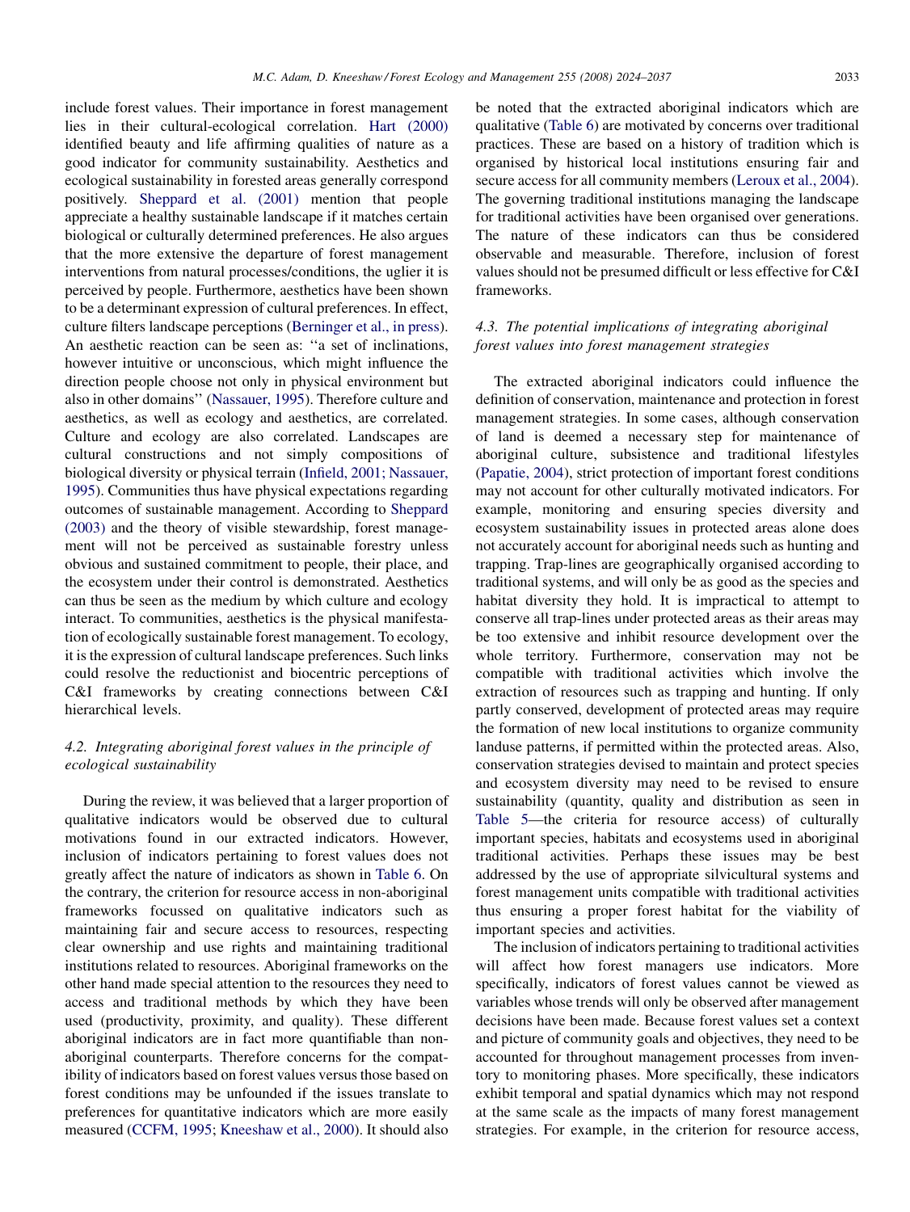include forest values. Their importance in forest management lies in their cultural-ecological correlation. Hart (2000) identified beauty and life affirming qualities of nature as a good indicator for community sustainability. Aesthetics and ecological sustainability in forested areas generally correspond positively. Sheppard et al. (2001) mention that people appreciate a healthy sustainable landscape if it matches certain biological or culturally determined preferences. He also argues that the more extensive the departure of forest management interventions from natural processes/conditions, the uglier it is perceived by people. Furthermore, aesthetics have been shown to be a determinant expression of cultural preferences. In effect, culture filters landscape perceptions (Berninger et al., in press). An aesthetic reaction can be seen as: ''a set of inclinations, however intuitive or unconscious, which might influence the direction people choose not only in physical environment but also in other domains'' (Nassauer, 1995). Therefore culture and aesthetics, as well as ecology and aesthetics, are correlated. Culture and ecology are also correlated. Landscapes are cultural constructions and not simply compositions of biological diversity or physical terrain (Infield, 2001; Nassauer, 1995). Communities thus have physical expectations regarding outcomes of sustainable management. According to Sheppard (2003) and the theory of visible stewardship, forest management will not be perceived as sustainable forestry unless obvious and sustained commitment to people, their place, and the ecosystem under their control is demonstrated. Aesthetics can thus be seen as the medium by which culture and ecology interact. To communities, aesthetics is the physical manifestation of ecologically sustainable forest management. To ecology, it is the expression of cultural landscape preferences. Such links could resolve the reductionist and biocentric perceptions of C&I frameworks by creating connections between C&I hierarchical levels.

### 4.2. Integrating aboriginal forest values in the principle of ecological sustainability

During the review, it was believed that a larger proportion of qualitative indicators would be observed due to cultural motivations found in our extracted indicators. However, inclusion of indicators pertaining to forest values does not greatly affect the nature of indicators as shown in Table 6. On the contrary, the criterion for resource access in non-aboriginal frameworks focussed on qualitative indicators such as maintaining fair and secure access to resources, respecting clear ownership and use rights and maintaining traditional institutions related to resources. Aboriginal frameworks on the other hand made special attention to the resources they need to access and traditional methods by which they have been used (productivity, proximity, and quality). These different aboriginal indicators are in fact more quantifiable than non-aboriginal counterparts. Therefore concerns for the compatibility of indicators based on forest values versus those based on forest conditions may be unfounded if the issues translate to preferences for quantitative indicators which are more easily measured (CCFM, 1995; Kneeshaw et al., 2000). It should also be noted that the extracted aboriginal indicators which are qualitative (Table 6) are motivated by concerns over traditional practices. These are based on a history of tradition which is organised by historical local institutions ensuring fair and secure access for all community members (Leroux et al., 2004). The governing traditional institutions managing the landscape for traditional activities have been organised over generations. The nature of these indicators can thus be considered observable and measurable. Therefore, inclusion of forest values should not be presumed difficult or less effective for C&I frameworks.

### 4.3. The potential implications of integrating aboriginal forest values into forest management strategies

The extracted aboriginal indicators could influence the definition of conservation, maintenance and protection in forest management strategies. In some cases, although conservation of land is deemed a necessary step for maintenance of aboriginal culture, subsistence and traditional lifestyles (Papatie, 2004), strict protection of important forest conditions may not account for other culturally motivated indicators. For example, monitoring and ensuring species diversity and ecosystem sustainability issues in protected areas alone does not accurately account for aboriginal needs such as hunting and trapping. Trap-lines are geographically organised according to traditional systems, and will only be as good as the species and habitat diversity they hold. It is impractical to attempt to conserve all trap-lines under protected areas as their areas may be too extensive and inhibit resource development over the whole territory. Furthermore, conservation may not be compatible with traditional activities which involve the extraction of resources such as trapping and hunting. If only partly conserved, development of protected areas may require the formation of new local institutions to organize community landuse patterns, if permitted within the protected areas. Also, conservation strategies devised to maintain and protect species and ecosystem diversity may need to be revised to ensure sustainability (quantity, quality and distribution as seen in Table 5—the criteria for resource access) of culturally important species, habitats and ecosystems used in aboriginal traditional activities. Perhaps these issues may be best addressed by the use of appropriate silvicultural systems and forest management units compatible with traditional activities thus ensuring a proper forest habitat for the viability of important species and activities.

The inclusion of indicators pertaining to traditional activities will affect how forest managers use indicators. More specifically, indicators of forest values cannot be viewed as variables whose trends will only be observed after management decisions have been made. Because forest values set a context and picture of community goals and objectives, they need to be accounted for throughout management processes from inventory to monitoring phases. More specifically, these indicators exhibit temporal and spatial dynamics which may not respond at the same scale as the impacts of many forest management strategies. For example, in the criterion for resource access,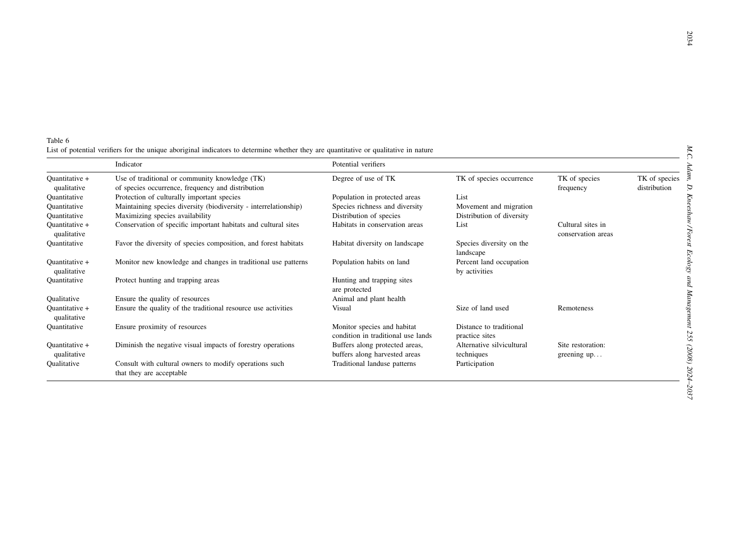Table 6
List of potential verifiers for the unique aboriginal indicators to determine whether they are quantitative or qualitative in nature

| | Indicator | Potential verifiers | | | |
|---|---|---|---|---|---|
| Quantitative + qualitative | Use of traditional or community knowledge (TK) of species occurrence, frequency and distribution | Degree of use of TK | TK of species occurrence | TK of species frequency | TK of species distribution |
| Quantitative | Protection of culturally important species | Population in protected areas | List | | |
| Quantitative | Maintaining species diversity (biodiversity - interrelationship) | Species richness and diversity | Movement and migration | | |
| Quantitative | Maximizing species availability | Distribution of species | Distribution of diversity | | |
| Quantitative + qualitative | Conservation of specific important habitats and cultural sites | Habitats in conservation areas | List | Cultural sites in conservation areas | |
| Quantitative | Favor the diversity of species composition, and forest habitats | Habitat diversity on landscape | Species diversity on the landscape | | |
| Quantitative + qualitative | Monitor new knowledge and changes in traditional use patterns | Population habits on land | Percent land occupation by activities | | |
| Quantitative | Protect hunting and trapping areas | Hunting and trapping sites are protected | | | |
| Qualitative | Ensure the quality of resources | Animal and plant health | | | |
| Quantitative + qualitative | Ensure the quality of the traditional resource use activities | Visual | Size of land used | Remoteness | |
| Quantitative | Ensure proximity of resources | Monitor species and habitat condition in traditional use lands | Distance to traditional practice sites | | |
| Quantitative + qualitative | Diminish the negative visual impacts of forestry operations | Buffers along protected areas, buffers along harvested areas | Alternative silvicultural techniques | Site restoration: greening up... | |
| Qualitative | Consult with cultural owners to modify operations such that they are acceptable | Traditional landuse patterns | Participation | | |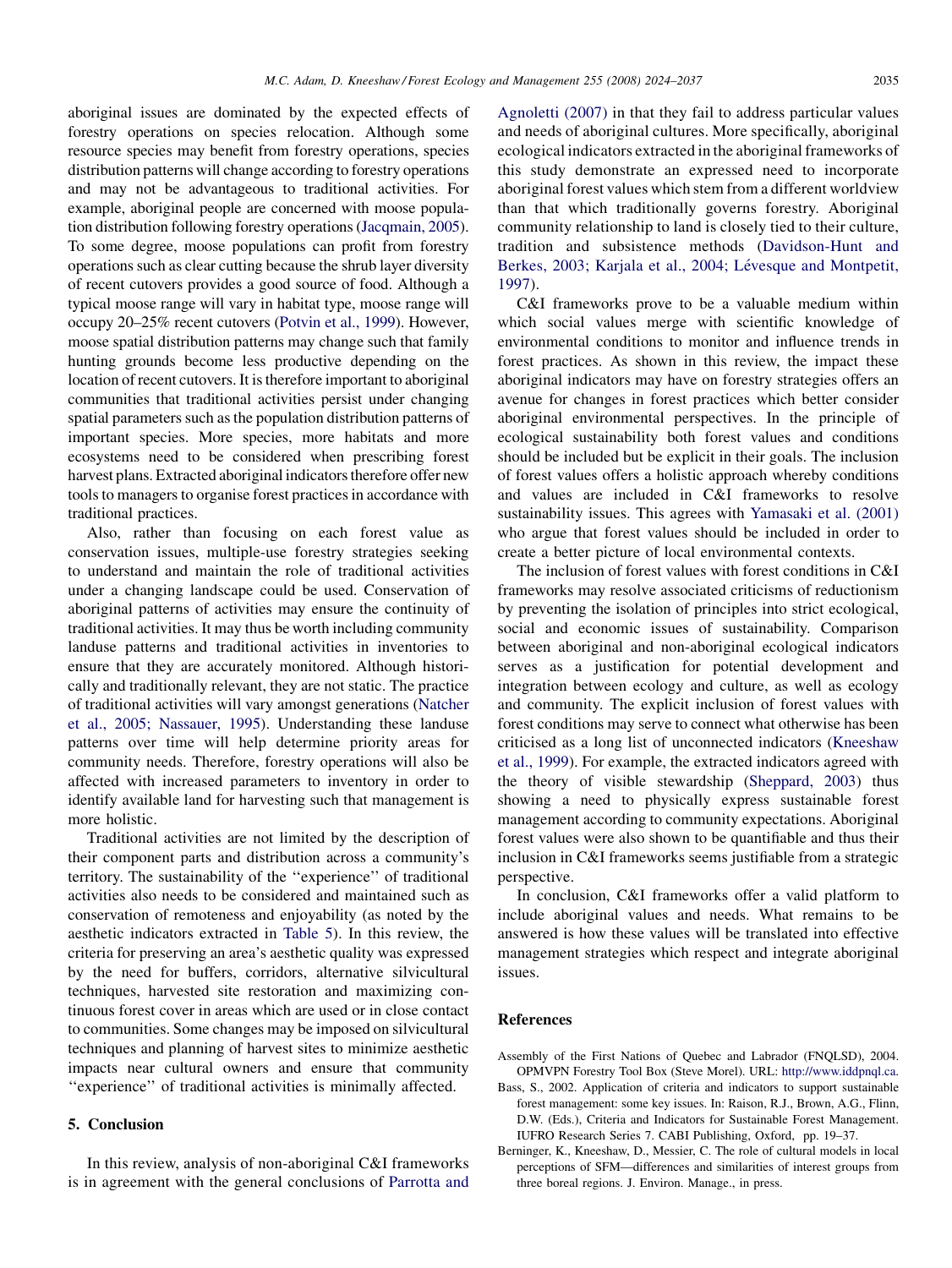aboriginal issues are dominated by the expected effects of forestry operations on species relocation. Although some resource species may benefit from forestry operations, species distribution patterns will change according to forestry operations and may not be advantageous to traditional activities. For example, aboriginal people are concerned with moose population distribution following forestry operations (Jacqmain, 2005). To some degree, moose populations can profit from forestry operations such as clear cutting because the shrub layer diversity of recent cutovers provides a good source of food. Although a typical moose range will vary in habitat type, moose range will occupy 20–25% recent cutovers (Potvin et al., 1999). However, moose spatial distribution patterns may change such that family hunting grounds become less productive depending on the location of recent cutovers. It is therefore important to aboriginal communities that traditional activities persist under changing spatial parameters such as the population distribution patterns of important species. More species, more habitats and more ecosystems need to be considered when prescribing forest harvest plans. Extracted aboriginal indicators therefore offer new tools to managers to organise forest practices in accordance with traditional practices.

Also, rather than focusing on each forest value as conservation issues, multiple-use forestry strategies seeking to understand and maintain the role of traditional activities under a changing landscape could be used. Conservation of aboriginal patterns of activities may ensure the continuity of traditional activities. It may thus be worth including community landuse patterns and traditional activities in inventories to ensure that they are accurately monitored. Although historically and traditionally relevant, they are not static. The practice of traditional activities will vary amongst generations (Natcher et al., 2005; Nassauer, 1995). Understanding these landuse patterns over time will help determine priority areas for community needs. Therefore, forestry operations will also be affected with increased parameters to inventory in order to identify available land for harvesting such that management is more holistic.

Traditional activities are not limited by the description of their component parts and distribution across a community's territory. The sustainability of the ''experience'' of traditional activities also needs to be considered and maintained such as conservation of remoteness and enjoyability (as noted by the aesthetic indicators extracted in Table 5). In this review, the criteria for preserving an area's aesthetic quality was expressed by the need for buffers, corridors, alternative silvicultural techniques, harvested site restoration and maximizing continuous forest cover in areas which are used or in close contact to communities. Some changes may be imposed on silvicultural techniques and planning of harvest sites to minimize aesthetic impacts near cultural owners and ensure that community ''experience'' of traditional activities is minimally affected.

## 5. Conclusion

In this review, analysis of non-aboriginal C&I frameworks is in agreement with the general conclusions of Parrotta and Agnoletti (2007) in that they fail to address particular values and needs of aboriginal cultures. More specifically, aboriginal ecological indicators extracted in the aboriginal frameworks of this study demonstrate an expressed need to incorporate aboriginal forest values which stem from a different worldview than that which traditionally governs forestry. Aboriginal community relationship to land is closely tied to their culture, tradition and subsistence methods (Davidson-Hunt and Berkes, 2003; Karjala et al., 2004; Lévesque and Montpetit, 1997).

C&I frameworks prove to be a valuable medium within which social values merge with scientific knowledge of environmental conditions to monitor and influence trends in forest practices. As shown in this review, the impact these aboriginal indicators may have on forestry strategies offers an avenue for changes in forest practices which better consider aboriginal environmental perspectives. In the principle of ecological sustainability both forest values and conditions should be included but be explicit in their goals. The inclusion of forest values offers a holistic approach whereby conditions and values are included in C&I frameworks to resolve sustainability issues. This agrees with Yamasaki et al. (2001) who argue that forest values should be included in order to create a better picture of local environmental contexts.

The inclusion of forest values with forest conditions in C&I frameworks may resolve associated criticisms of reductionism by preventing the isolation of principles into strict ecological, social and economic issues of sustainability. Comparison between aboriginal and non-aboriginal ecological indicators serves as a justification for potential development and integration between ecology and culture, as well as ecology and community. The explicit inclusion of forest values with forest conditions may serve to connect what otherwise has been criticised as a long list of unconnected indicators (Kneeshaw et al., 1999). For example, the extracted indicators agreed with the theory of visible stewardship (Sheppard, 2003) thus showing a need to physically express sustainable forest management according to community expectations. Aboriginal forest values were also shown to be quantifiable and thus their inclusion in C&I frameworks seems justifiable from a strategic perspective.

In conclusion, C&I frameworks offer a valid platform to include aboriginal values and needs. What remains to be answered is how these values will be translated into effective management strategies which respect and integrate aboriginal issues.

## References

Assembly of the First Nations of Quebec and Labrador (FNQLSD), 2004. OPMVPN Forestry Tool Box (Steve Morel). URL: http://www.iddpnql.ca.

Bass, S., 2002. Application of criteria and indicators to support sustainable forest management: some key issues. In: Raison, R.J., Brown, A.G., Flinn, D.W. (Eds.), Criteria and Indicators for Sustainable Forest Management. IUFRO Research Series 7. CABI Publishing, Oxford, pp. 19–37.

Berninger, K., Kneeshaw, D., Messier, C. The role of cultural models in local perceptions of SFM—differences and similarities of interest groups from three boreal regions. J. Environ. Manage., in press.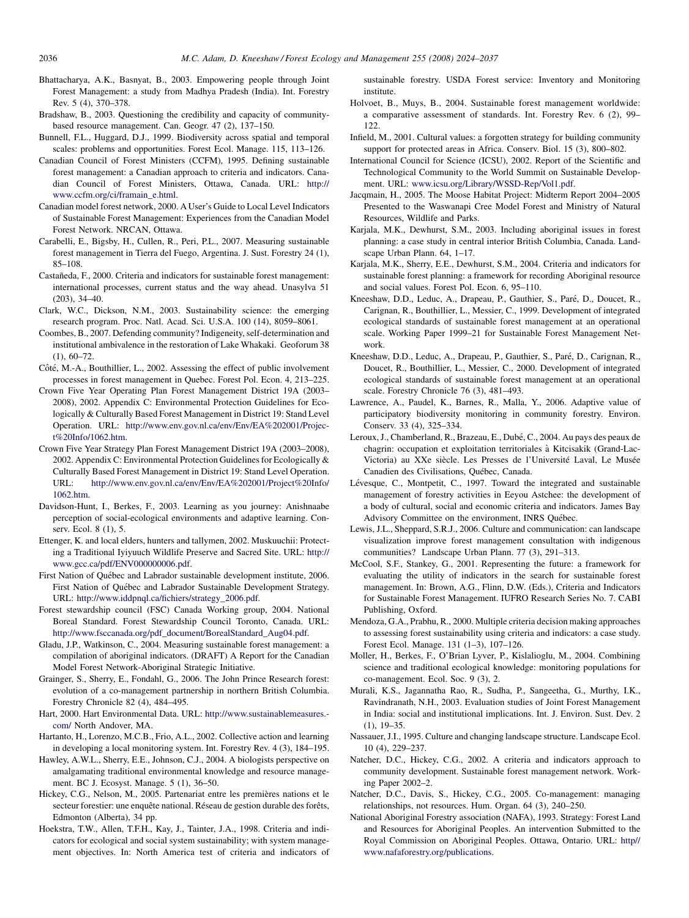Bhattacharya, A.K., Basnyat, B., 2003. Empowering people through Joint Forest Management: a study from Madhya Pradesh (India). Int. Forestry Rev. 5 (4), 370–378.

Bradshaw, B., 2003. Questioning the credibility and capacity of community-based resource management. Can. Geogr. 47 (2), 137–150.

Bunnell, F.L., Huggard, D.J., 1999. Biodiversity across spatial and temporal scales: problems and opportunities. Forest Ecol. Manage. 115, 113–126.

Canadian Council of Forest Ministers (CCFM), 1995. Defining sustainable forest management: a Canadian approach to criteria and indicators. Canadian Council of Forest Ministers, Ottawa, Canada. URL: http://www.ccfm.org/ci/framain_e.html.

Canadian model forest network, 2000. A User's Guide to Local Level Indicators of Sustainable Forest Management: Experiences from the Canadian Model Forest Network. NRCAN, Ottawa.

Carabelli, E., Bigsby, H., Cullen, R., Peri, P.L., 2007. Measuring sustainable forest management in Tierra del Fuego, Argentina. J. Sust. Forestry 24 (1), 85–108.

Castañeda, F., 2000. Criteria and indicators for sustainable forest management: international processes, current status and the way ahead. Unasylva 51 (203), 34–40.

Clark, W.C., Dickson, N.M., 2003. Sustainability science: the emerging research program. Proc. Natl. Acad. Sci. U.S.A. 100 (14), 8059–8061.

Coombes, B., 2007. Defending community? Indigeneity, self-determination and institutional ambivalence in the restoration of Lake Whakaki. Geoforum 38 (1), 60–72.

Côté, M.-A., Bouthillier, L., 2002. Assessing the effect of public involvement processes in forest management in Quebec. Forest Pol. Econ. 4, 213–225.

Crown Five Year Operating Plan Forest Management District 19A (2003–2008), 2002. Appendix C: Environmental Protection Guidelines for Ecologically & Culturally Based Forest Management in District 19: Stand Level Operation. URL: http://www.env.gov.nl.ca/env/Env/EA%202001/Project%20Info/1062.htm.

Crown Five Year Strategy Plan Forest Management District 19A (2003–2008), 2002. Appendix C: Environmental Protection Guidelines for Ecologically & Culturally Based Forest Management in District 19: Stand Level Operation. URL: http://www.env.gov.nl.ca/env/Env/EA%202001/Project%20Info/1062.htm.

Davidson-Hunt, I., Berkes, F., 2003. Learning as you journey: Anishnaabe perception of social-ecological environments and adaptive learning. Conserv. Ecol. 8 (1), 5.

Ettenger, K. and local elders, hunters and tallymen, 2002. Muskuuchii: Protecting a Traditional Iyiyuuch Wildlife Preserve and Sacred Site. URL: http://www.gcc.ca/pdf/ENV000000006.pdf.

First Nation of Québec and Labrador sustainable development institute, 2006. First Nation of Québec and Labrador Sustainable Development Strategy. URL: http://www.iddpnql.ca/fichiers/strategy_2006.pdf.

Forest stewardship council (FSC) Canada Working group, 2004. National Boreal Standard. Forest Stewardship Council Toronto, Canada. URL: http://www.fsccanada.org/pdf_document/BorealStandard_Aug04.pdf.

Gladu, J.P., Watkinson, C., 2004. Measuring sustainable forest management: a compilation of aboriginal indicators. (DRAFT) A Report for the Canadian Model Forest Network-Aboriginal Strategic Initiative.

Grainger, S., Sherry, E., Fondahl, G., 2006. The John Prince Research forest: evolution of a co-management partnership in northern British Columbia. Forestry Chronicle 82 (4), 484–495.

Hart, 2000. Hart Environmental Data. URL: http://www.sustainablemeasures.com/ North Andover, MA.

Hartanto, H., Lorenzo, M.C.B., Frio, A.L., 2002. Collective action and learning in developing a local monitoring system. Int. Forestry Rev. 4 (3), 184–195.

Hawley, A.W.L., Sherry, E.E., Johnson, C.J., 2004. A biologists perspective on amalgamating traditional environmental knowledge and resource management. BC J. Ecosyst. Manage. 5 (1), 36–50.

Hickey, C.G., Nelson, M., 2005. Partenariat entre les premières nations et le secteur forestier: une enquête national. Réseau de gestion durable des forêts, Edmonton (Alberta), 34 pp.

Hoekstra, T.W., Allen, T.F.H., Kay, J., Tainter, J.A., 1998. Criteria and indicators for ecological and social system sustainability; with system management objectives. In: North America test of criteria and indicators of sustainable forestry. USDA Forest service: Inventory and Monitoring institute.

Holvoet, B., Muys, B., 2004. Sustainable forest management worldwide: a comparative assessment of standards. Int. Forestry Rev. 6 (2), 99–122.

Infield, M., 2001. Cultural values: a forgotten strategy for building community support for protected areas in Africa. Conserv. Biol. 15 (3), 800–802.

International Council for Science (ICSU), 2002. Report of the Scientific and Technological Community to the World Summit on Sustainable Development. URL: www.icsu.org/Library/WSSD-Rep/Vol1.pdf.

Jacqmain, H., 2005. The Moose Habitat Project: Midterm Report 2004–2005 Presented to the Waswanapi Cree Model Forest and Ministry of Natural Resources, Wildlife and Parks.

Karjala, M.K., Dewhurst, S.M., 2003. Including aboriginal issues in forest planning: a case study in central interior British Columbia, Canada. Landscape Urban Plann. 64, 1–17.

Karjala, M.K., Sherry, E.E., Dewhurst, S.M., 2004. Criteria and indicators for sustainable forest planning: a framework for recording Aboriginal resource and social values. Forest Pol. Econ. 6, 95–110.

Kneeshaw, D.D., Leduc, A., Drapeau, P., Gauthier, S., Paré, D., Doucet, R., Carignan, R., Bouthillier, L., Messier, C., 1999. Development of integrated ecological standards of sustainable forest management at an operational scale. Working Paper 1999–21 for Sustainable Forest Management Network.

Kneeshaw, D.D., Leduc, A., Drapeau, P., Gauthier, S., Paré, D., Carignan, R., Doucet, R., Bouthillier, L., Messier, C., 2000. Development of integrated ecological standards of sustainable forest management at an operational scale. Forestry Chronicle 76 (3), 481–493.

Lawrence, A., Paudel, K., Barnes, R., Malla, Y., 2006. Adaptive value of participatory biodiversity monitoring in community forestry. Environ. Conserv. 33 (4), 325–334.

Leroux, J., Chamberland, R., Brazeau, E., Dubé, C., 2004. Au pays des peaux de chagrin: occupation et exploitation territoriales à Kitcisakik (Grand-Lac-Victoria) au XXe siècle. Les Presses de l'Université Laval, Le Musée Canadien des Civilisations, Québec, Canada.

Lévesque, C., Montpetit, C., 1997. Toward the integrated and sustainable management of forestry activities in Eeyou Astchee: the development of a body of cultural, social and economic criteria and indicators. James Bay Advisory Committee on the environment, INRS Québec.

Lewis, J.L., Sheppard, S.R.J., 2006. Culture and communication: can landscape visualization improve forest management consultation with indigenous communities? Landscape Urban Plann. 77 (3), 291–313.

McCool, S.F., Stankey, G., 2001. Representing the future: a framework for evaluating the utility of indicators in the search for sustainable forest management. In: Brown, A.G., Flinn, D.W. (Eds.), Criteria and Indicators for Sustainable Forest Management. IUFRO Research Series No. 7. CABI Publishing, Oxford.

Mendoza, G.A., Prabhu, R., 2000. Multiple criteria decision making approaches to assessing forest sustainability using criteria and indicators: a case study. Forest Ecol. Manage. 131 (1–3), 107–126.

Moller, H., Berkes, F., O'Brian Lyver, P., Kislalioglu, M., 2004. Combining science and traditional ecological knowledge: monitoring populations for co-management. Ecol. Soc. 9 (3), 2.

Murali, K.S., Jagannatha Rao, R., Sudha, P., Sangeetha, G., Murthy, I.K., Ravindranath, N.H., 2003. Evaluation studies of Joint Forest Management in India: social and institutional implications. Int. J. Environ. Sust. Dev. 2 (1), 19–35.

Nassauer, J.I., 1995. Culture and changing landscape structure. Landscape Ecol. 10 (4), 229–237.

Natcher, D.C., Hickey, C.G., 2002. A criteria and indicators approach to community development. Sustainable forest management network. Working Paper 2002–2.

Natcher, D.C., Davis, S., Hickey, C.G., 2005. Co-management: managing relationships, not resources. Hum. Organ. 64 (3), 240–250.

National Aboriginal Forestry association (NAFA), 1993. Strategy: Forest Land and Resources for Aboriginal Peoples. An intervention Submitted to the Royal Commission on Aboriginal Peoples. Ottawa, Ontario. URL: http// www.nafaforestry.org/publications.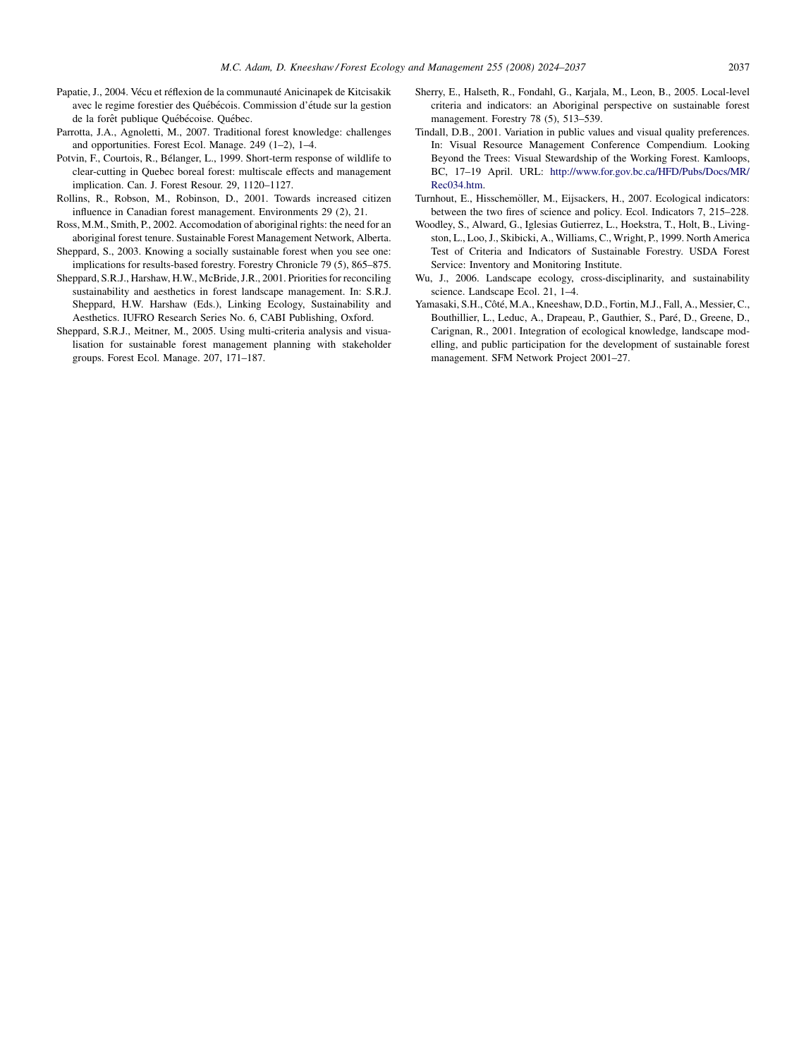Papatie, J., 2004. Vécu et réflexion de la communauté Anicinapek de Kitcisakik avec le regime forestier des Québécois. Commission d'étude sur la gestion de la forêt publique Québécoise. Québec.

Parrotta, J.A., Agnoletti, M., 2007. Traditional forest knowledge: challenges and opportunities. Forest Ecol. Manage. 249 (1–2), 1–4.

Potvin, F., Courtois, R., Bélanger, L., 1999. Short-term response of wildlife to clear-cutting in Quebec boreal forest: multiscale effects and management implication. Can. J. Forest Resour. 29, 1120–1127.

Rollins, R., Robson, M., Robinson, D., 2001. Towards increased citizen influence in Canadian forest management. Environments 29 (2), 21.

Ross, M.M., Smith, P., 2002. Accomodation of aboriginal rights: the need for an aboriginal forest tenure. Sustainable Forest Management Network, Alberta.

Sheppard, S., 2003. Knowing a socially sustainable forest when you see one: implications for results-based forestry. Forestry Chronicle 79 (5), 865–875.

Sheppard, S.R.J., Harshaw, H.W., McBride, J.R., 2001. Priorities for reconciling sustainability and aesthetics in forest landscape management. In: S.R.J. Sheppard, H.W. Harshaw (Eds.), Linking Ecology, Sustainability and Aesthetics. IUFRO Research Series No. 6, CABI Publishing, Oxford.

Sheppard, S.R.J., Meitner, M., 2005. Using multi-criteria analysis and visualisation for sustainable forest management planning with stakeholder groups. Forest Ecol. Manage. 207, 171–187.

Sherry, E., Halseth, R., Fondahl, G., Karjala, M., Leon, B., 2005. Local-level criteria and indicators: an Aboriginal perspective on sustainable forest management. Forestry 78 (5), 513–539.

Tindall, D.B., 2001. Variation in public values and visual quality preferences. In: Visual Resource Management Conference Compendium. Looking Beyond the Trees: Visual Stewardship of the Working Forest. Kamloops, BC, 17–19 April. URL: http://www.for.gov.bc.ca/HFD/Pubs/Docs/MR/Rec034.htm.

Turnhout, E., Hisschemöller, M., Eijsackers, H., 2007. Ecological indicators: between the two fires of science and policy. Ecol. Indicators 7, 215–228.

Woodley, S., Alward, G., Iglesias Gutierrez, L., Hoekstra, T., Holt, B., Livingston, L., Loo, J., Skibicki, A., Williams, C., Wright, P., 1999. North America Test of Criteria and Indicators of Sustainable Forestry. USDA Forest Service: Inventory and Monitoring Institute.

Wu, J., 2006. Landscape ecology, cross-disciplinarity, and sustainability science. Landscape Ecol. 21, 1–4.

Yamasaki, S.H., Côté, M.A., Kneeshaw, D.D., Fortin, M.J., Fall, A., Messier, C., Bouthillier, L., Leduc, A., Drapeau, P., Gauthier, S., Paré, D., Greene, D., Carignan, R., 2001. Integration of ecological knowledge, landscape modelling, and public participation for the development of sustainable forest management. SFM Network Project 2001–27.